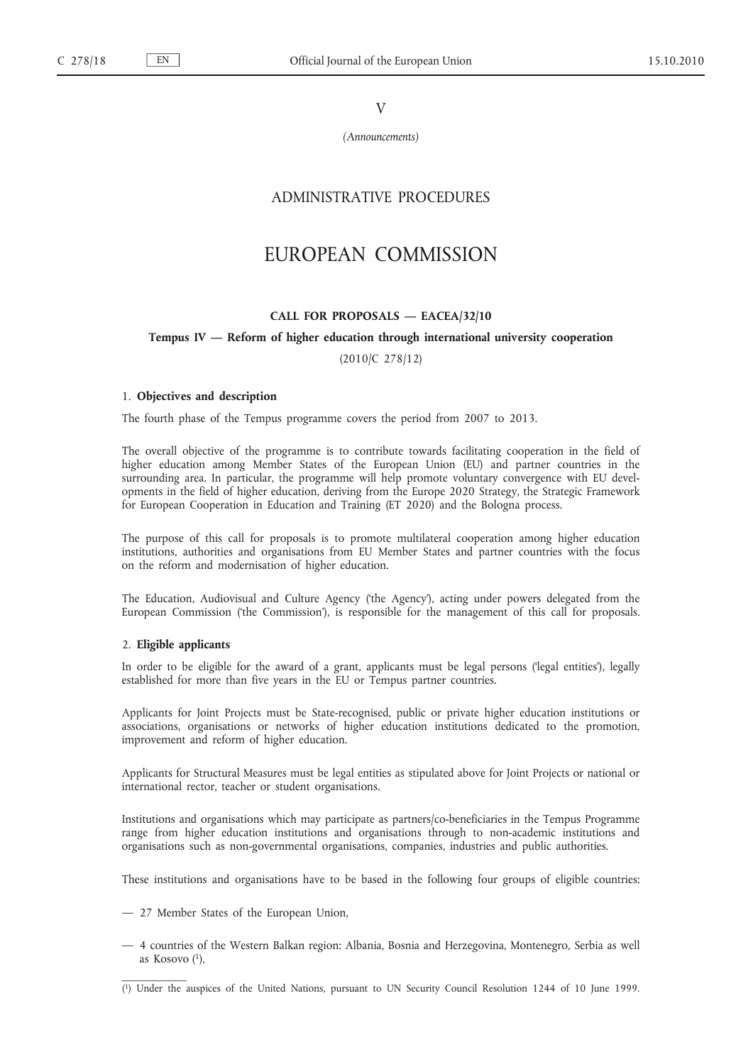V

*(Announcements)*

## ADMINISTRATIVE PROCEDURES

# EUROPEAN COMMISSION

### CALL FOR PROPOSALS — EACEA/32/10

### Tempus IV — Reform of higher education through international university cooperation

(2010/C 278/12)

1. **Objectives and description**

The fourth phase of the Tempus programme covers the period from 2007 to 2013.

The overall objective of the programme is to contribute towards facilitating cooperation in the field of higher education among Member States of the European Union (EU) and partner countries in the surrounding area. In particular, the programme will help promote voluntary convergence with EU developments in the field of higher education, deriving from the Europe 2020 Strategy, the Strategic Framework for European Cooperation in Education and Training (ET 2020) and the Bologna process.

The purpose of this call for proposals is to promote multilateral cooperation among higher education institutions, authorities and organisations from EU Member States and partner countries with the focus on the reform and modernisation of higher education.

The Education, Audiovisual and Culture Agency ('the Agency'), acting under powers delegated from the European Commission ('the Commission'), is responsible for the management of this call for proposals.

2. **Eligible applicants**

In order to be eligible for the award of a grant, applicants must be legal persons ('legal entities'), legally established for more than five years in the EU or Tempus partner countries.

Applicants for Joint Projects must be State-recognised, public or private higher education institutions or associations, organisations or networks of higher education institutions dedicated to the promotion, improvement and reform of higher education.

Applicants for Structural Measures must be legal entities as stipulated above for Joint Projects or national or international rector, teacher or student organisations.

Institutions and organisations which may participate as partners/co-beneficiaries in the Tempus Programme range from higher education institutions and organisations through to non-academic institutions and organisations such as non-governmental organisations, companies, industries and public authorities.

These institutions and organisations have to be based in the following four groups of eligible countries:

— 27 Member States of the European Union,

— 4 countries of the Western Balkan region: Albania, Bosnia and Herzegovina, Montenegro, Serbia as well as Kosovo [1],

[1] Under the auspices of the United Nations, pursuant to UN Security Council Resolution 1244 of 10 June 1999.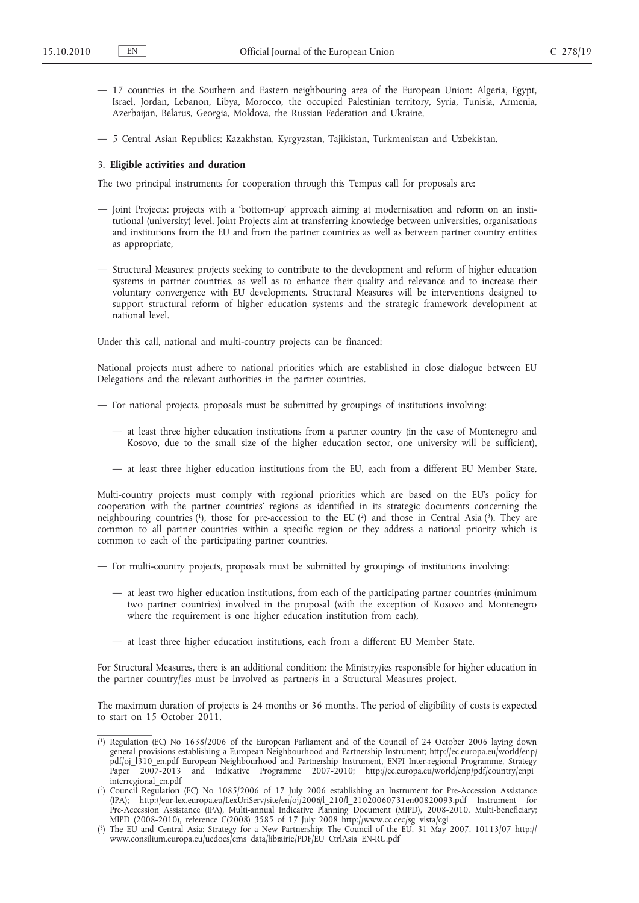- 17 countries in the Southern and Eastern neighbouring area of the European Union: Algeria, Egypt, Israel, Jordan, Lebanon, Libya, Morocco, the occupied Palestinian territory, Syria, Tunisia, Armenia, Azerbaijan, Belarus, Georgia, Moldova, the Russian Federation and Ukraine,
- 5 Central Asian Republics: Kazakhstan, Kyrgyzstan, Tajikistan, Turkmenistan and Uzbekistan.

### 3. **Eligible activities and duration**

The two principal instruments for cooperation through this Tempus call for proposals are:

- Joint Projects: projects with a 'bottom-up' approach aiming at modernisation and reform on an institutional (university) level. Joint Projects aim at transferring knowledge between universities, organisations and institutions from the EU and from the partner countries as well as between partner country entities as appropriate,
- Structural Measures: projects seeking to contribute to the development and reform of higher education systems in partner countries, as well as to enhance their quality and relevance and to increase their voluntary convergence with EU developments. Structural Measures will be interventions designed to support structural reform of higher education systems and the strategic framework development at national level.

Under this call, national and multi-country projects can be financed:

National projects must adhere to national priorities which are established in close dialogue between EU Delegations and the relevant authorities in the partner countries.

- For national projects, proposals must be submitted by groupings of institutions involving:
  - at least three higher education institutions from a partner country (in the case of Montenegro and Kosovo, due to the small size of the higher education sector, one university will be sufficient),
  - at least three higher education institutions from the EU, each from a different EU Member State.

Multi-country projects must comply with regional priorities which are based on the EU's policy for cooperation with the partner countries' regions as identified in its strategic documents concerning the neighbouring countries [1], those for pre-accession to the EU [2] and those in Central Asia [3]. They are common to all partner countries within a specific region or they address a national priority which is common to each of the participating partner countries.

- For multi-country projects, proposals must be submitted by groupings of institutions involving:
  - at least two higher education institutions, from each of the participating partner countries (minimum two partner countries) involved in the proposal (with the exception of Kosovo and Montenegro where the requirement is one higher education institution from each),
  - at least three higher education institutions, each from a different EU Member State.

For Structural Measures, there is an additional condition: the Ministry/ies responsible for higher education in the partner country/ies must be involved as partner/s in a Structural Measures project.

The maximum duration of projects is 24 months or 36 months. The period of eligibility of costs is expected to start on 15 October 2011.

---

[1] Regulation (EC) No 1638/2006 of the European Parliament and of the Council of 24 October 2006 laying down general provisions establishing a European Neighbourhood and Partnership Instrument; http://ec.europa.eu/world/enp/pdf/oj_l310_en.pdf European Neighbourhood and Partnership Instrument, ENPI Inter-regional Programme, Strategy Paper 2007-2013 and Indicative Programme 2007-2010; http://ec.europa.eu/world/enp/pdf/country/enpi_interregional_en.pdf

[2] Council Regulation (EC) No 1085/2006 of 17 July 2006 establishing an Instrument for Pre-Accession Assistance (IPA); http://eur-lex.europa.eu/LexUriServ/site/en/oj/2006/l_210/l_21020060731en00820093.pdf Instrument for Pre-Accession Assistance (IPA), Multi-annual Indicative Planning Document (MIPD), 2008-2010, Multi-beneficiary; MIPD (2008-2010), reference C(2008) 3585 of 17 July 2008 http://www.cc.cec/sg_vista/cgi

[3] The EU and Central Asia: Strategy for a New Partnership; The Council of the EU, 31 May 2007, 10113/07 http://www.consilium.europa.eu/uedocs/cms_data/librairie/PDF/EU_CtrlAsia_EN-RU.pdf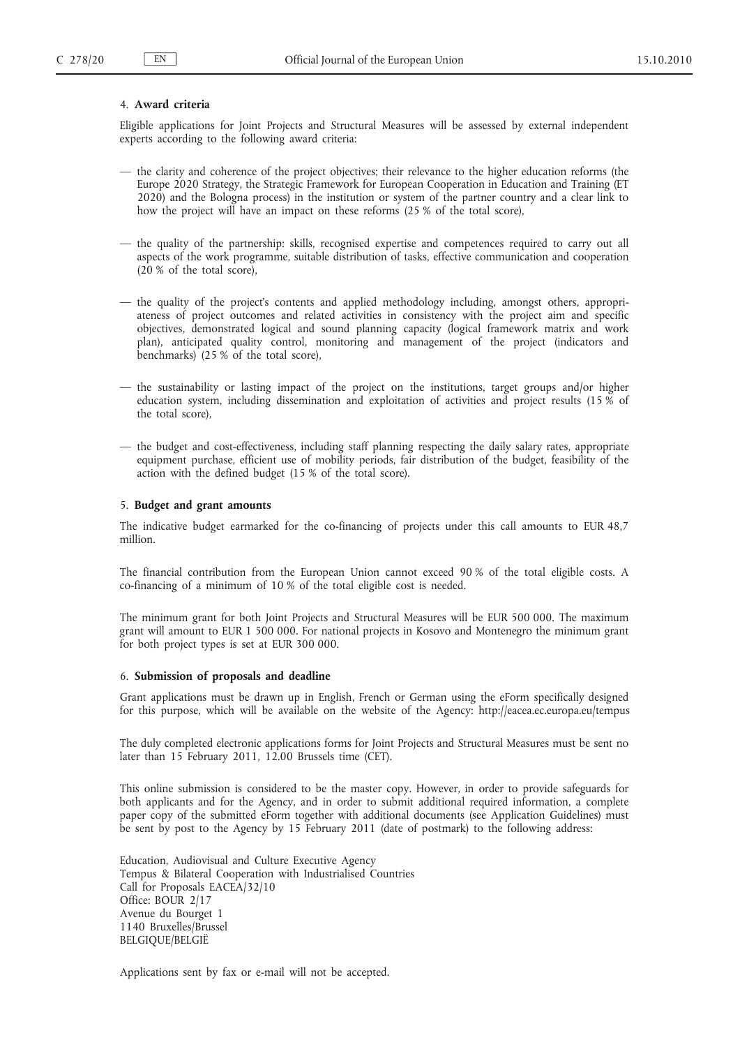## 4. **Award criteria**

Eligible applications for Joint Projects and Structural Measures will be assessed by external independent experts according to the following award criteria:

- the clarity and coherence of the project objectives; their relevance to the higher education reforms (the Europe 2020 Strategy, the Strategic Framework for European Cooperation in Education and Training (ET 2020) and the Bologna process) in the institution or system of the partner country and a clear link to how the project will have an impact on these reforms (25 % of the total score),

- the quality of the partnership: skills, recognised expertise and competences required to carry out all aspects of the work programme, suitable distribution of tasks, effective communication and cooperation (20 % of the total score),

- the quality of the project's contents and applied methodology including, amongst others, appropriateness of project outcomes and related activities in consistency with the project aim and specific objectives, demonstrated logical and sound planning capacity (logical framework matrix and work plan), anticipated quality control, monitoring and management of the project (indicators and benchmarks) (25 % of the total score),

- the sustainability or lasting impact of the project on the institutions, target groups and/or higher education system, including dissemination and exploitation of activities and project results (15 % of the total score),

- the budget and cost-effectiveness, including staff planning respecting the daily salary rates, appropriate equipment purchase, efficient use of mobility periods, fair distribution of the budget, feasibility of the action with the defined budget (15 % of the total score).

## 5. **Budget and grant amounts**

The indicative budget earmarked for the co-financing of projects under this call amounts to EUR 48,7 million.

The financial contribution from the European Union cannot exceed 90 % of the total eligible costs. A co-financing of a minimum of 10 % of the total eligible cost is needed.

The minimum grant for both Joint Projects and Structural Measures will be EUR 500 000. The maximum grant will amount to EUR 1 500 000. For national projects in Kosovo and Montenegro the minimum grant for both project types is set at EUR 300 000.

## 6. **Submission of proposals and deadline**

Grant applications must be drawn up in English, French or German using the eForm specifically designed for this purpose, which will be available on the website of the Agency: http://eacea.ec.europa.eu/tempus

The duly completed electronic applications forms for Joint Projects and Structural Measures must be sent no later than 15 February 2011, 12.00 Brussels time (CET).

This online submission is considered to be the master copy. However, in order to provide safeguards for both applicants and for the Agency, and in order to submit additional required information, a complete paper copy of the submitted eForm together with additional documents (see Application Guidelines) must be sent by post to the Agency by 15 February 2011 (date of postmark) to the following address:

Education, Audiovisual and Culture Executive Agency  
Tempus & Bilateral Cooperation with Industrialised Countries  
Call for Proposals EACEA/32/10  
Office: BOUR 2/17  
Avenue du Bourget 1  
1140 Bruxelles/Brussel  
BELGIQUE/BELGIË

Applications sent by fax or e-mail will not be accepted.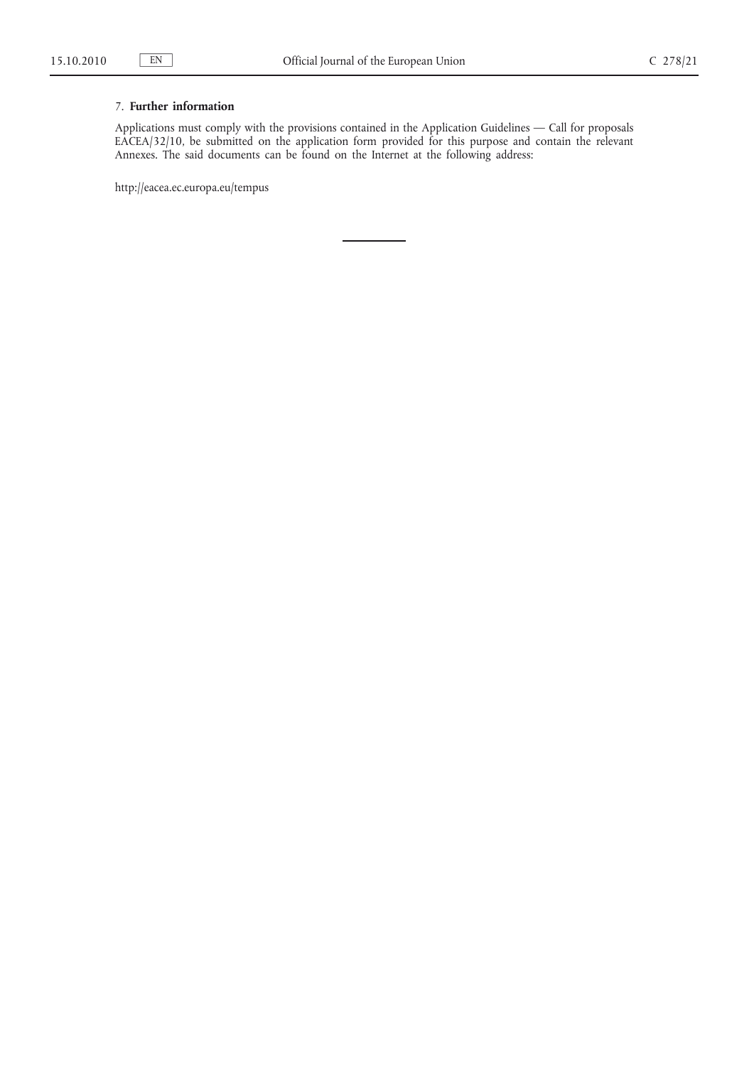7. **Further information**

Applications must comply with the provisions contained in the Application Guidelines — Call for proposals EACEA/32/10, be submitted on the application form provided for this purpose and contain the relevant Annexes. The said documents can be found on the Internet at the following address:

http://eacea.ec.europa.eu/tempus